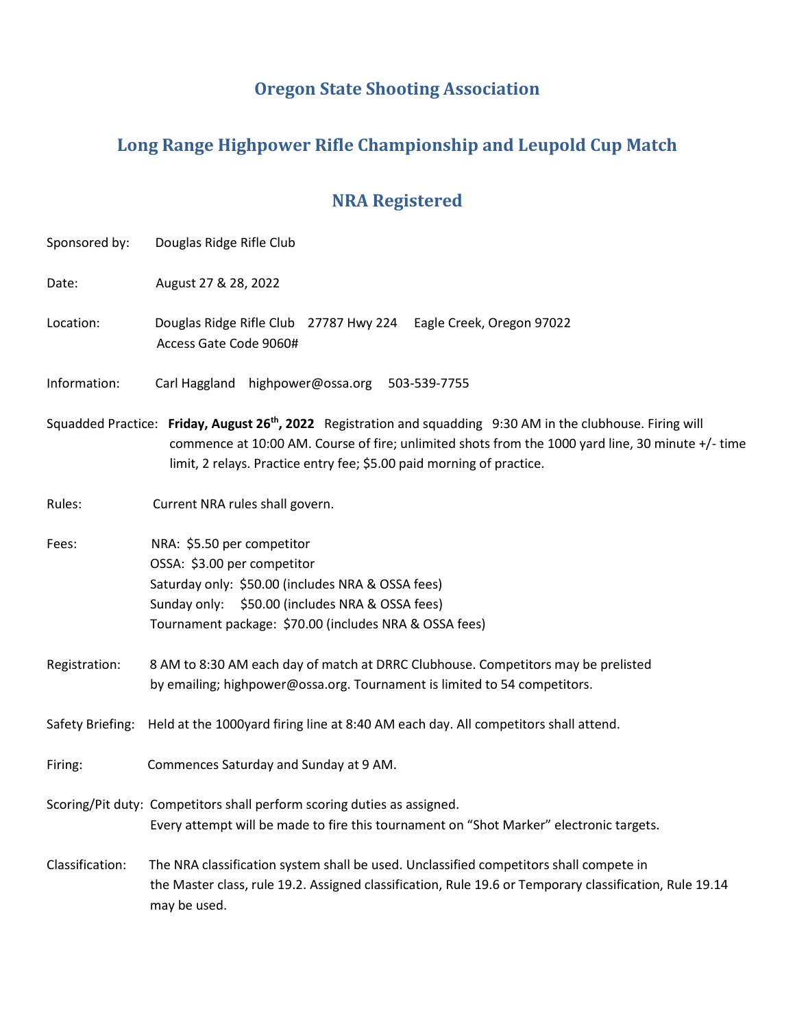# Oregon State Shooting Association

## Long Range Highpower Rifle Championship and Leupold Cup Match

## NRA Registered

Sponsored by: Douglas Ridge Rifle Club

Date: August 27 & 28, 2022

Location: Douglas Ridge Rifle Club 27787 Hwy 224 Eagle Creek, Oregon 97022
Access Gate Code 9060#

Information: Carl Haggland highpower@ossa.org 503-539-7755

Squadded Practice: **Friday, August 26th, 2022** Registration and squadding 9:30 AM in the clubhouse. Firing will commence at 10:00 AM. Course of fire; unlimited shots from the 1000 yard line, 30 minute +/- time limit, 2 relays. Practice entry fee; $5.00 paid morning of practice.

Rules: Current NRA rules shall govern.

Fees:
NRA: $5.50 per competitor
OSSA: $3.00 per competitor
Saturday only: $50.00 (includes NRA & OSSA fees)
Sunday only: $50.00 (includes NRA & OSSA fees)
Tournament package: $70.00 (includes NRA & OSSA fees)

Registration: 8 AM to 8:30 AM each day of match at DRRC Clubhouse. Competitors may be prelisted by emailing; highpower@ossa.org. Tournament is limited to 54 competitors.

Safety Briefing: Held at the 1000yard firing line at 8:40 AM each day. All competitors shall attend.

Firing: Commences Saturday and Sunday at 9 AM.

Scoring/Pit duty: Competitors shall perform scoring duties as assigned.
Every attempt will be made to fire this tournament on "Shot Marker" electronic targets.

Classification: The NRA classification system shall be used. Unclassified competitors shall compete in the Master class, rule 19.2. Assigned classification, Rule 19.6 or Temporary classification, Rule 19.14 may be used.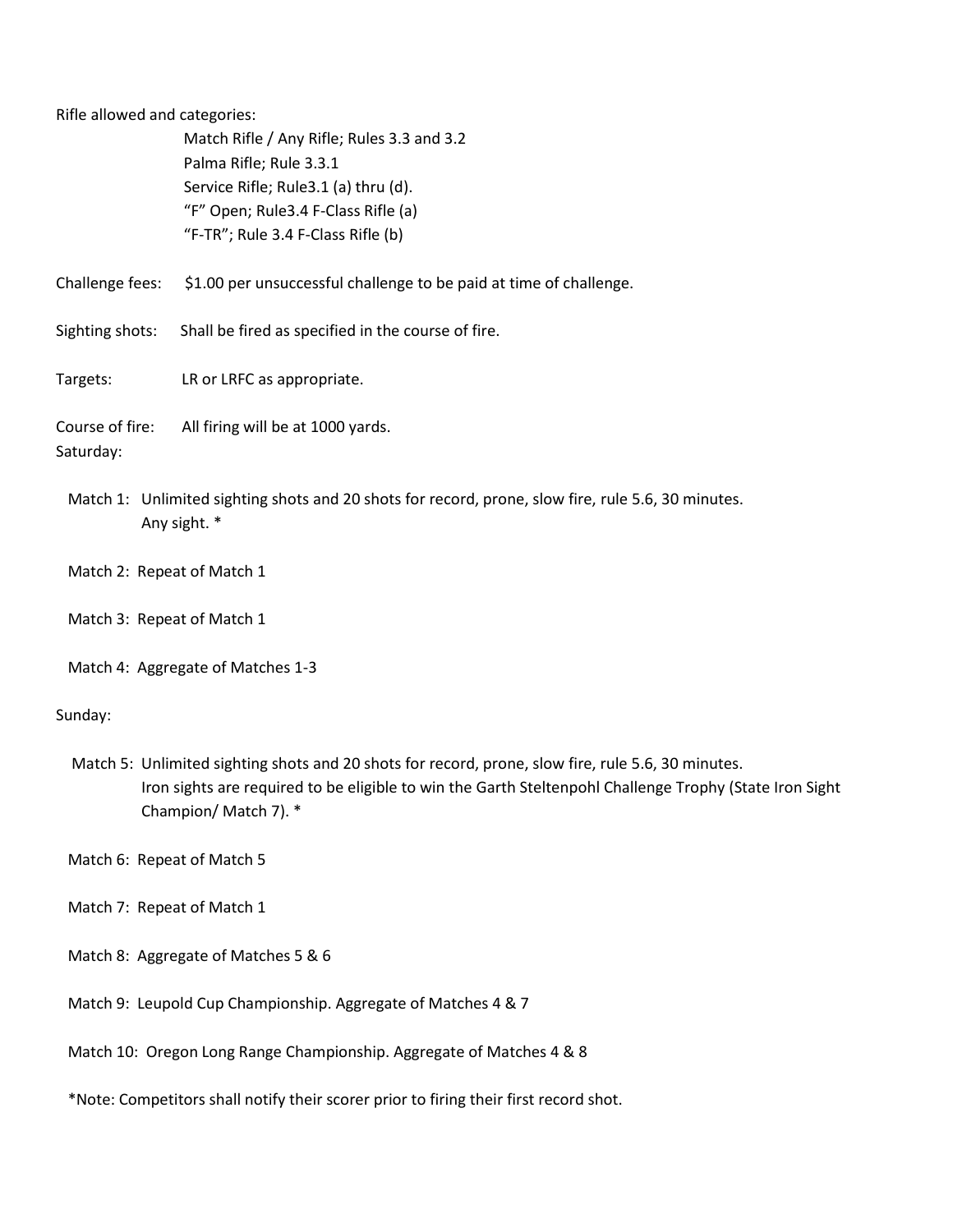Rifle allowed and categories:

Match Rifle / Any Rifle; Rules 3.3 and 3.2
Palma Rifle; Rule 3.3.1
Service Rifle; Rule3.1 (a) thru (d).
"F" Open; Rule3.4 F-Class Rifle (a)
"F-TR"; Rule 3.4 F-Class Rifle (b)

Challenge fees: $1.00 per unsuccessful challenge to be paid at time of challenge.

Sighting shots: Shall be fired as specified in the course of fire.

Targets: LR or LRFC as appropriate.

Course of fire: All firing will be at 1000 yards.

Saturday:

Match 1: Unlimited sighting shots and 20 shots for record, prone, slow fire, rule 5.6, 30 minutes. Any sight. *

Match 2: Repeat of Match 1

Match 3: Repeat of Match 1

Match 4: Aggregate of Matches 1-3

Sunday:

Match 5: Unlimited sighting shots and 20 shots for record, prone, slow fire, rule 5.6, 30 minutes. Iron sights are required to be eligible to win the Garth Steltenpohl Challenge Trophy (State Iron Sight Champion/ Match 7). *

Match 6: Repeat of Match 5

Match 7: Repeat of Match 1

Match 8: Aggregate of Matches 5 & 6

Match 9: Leupold Cup Championship. Aggregate of Matches 4 & 7

Match 10: Oregon Long Range Championship. Aggregate of Matches 4 & 8

*Note: Competitors shall notify their scorer prior to firing their first record shot.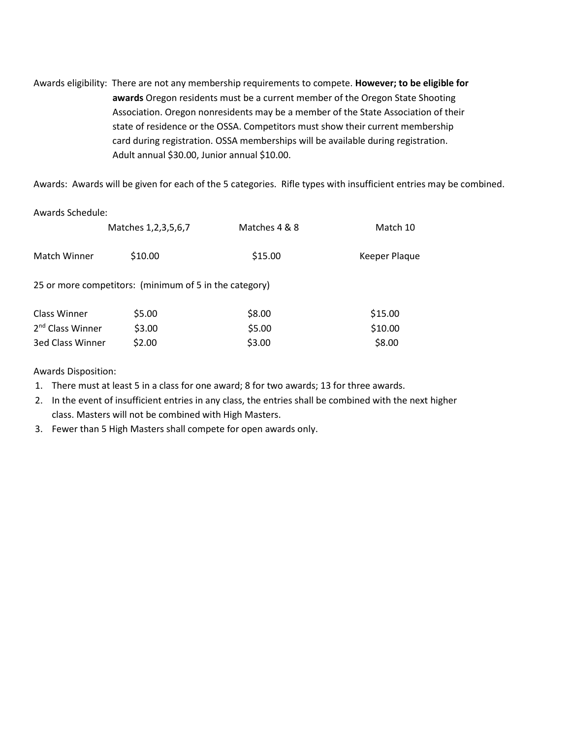Awards eligibility: There are not any membership requirements to compete. **However; to be eligible for awards** Oregon residents must be a current member of the Oregon State Shooting Association. Oregon nonresidents may be a member of the State Association of their state of residence or the OSSA. Competitors must show their current membership card during registration. OSSA memberships will be available during registration. Adult annual $30.00, Junior annual $10.00.

Awards: Awards will be given for each of the 5 categories. Rifle types with insufficient entries may be combined.

Awards Schedule:

| | Matches 1,2,3,5,6,7 | Matches 4 & 8 | Match 10 |
|---|---|---|---|
| Match Winner | $10.00 | $15.00 | Keeper Plaque |
| 25 or more competitors: (minimum of 5 in the category) | | | |
| Class Winner | $5.00 | $8.00 | $15.00 |
| 2nd Class Winner | $3.00 | $5.00 | $10.00 |
| 3ed Class Winner | $2.00 | $3.00 | $8.00 |

Awards Disposition:

1. There must at least 5 in a class for one award; 8 for two awards; 13 for three awards.
2. In the event of insufficient entries in any class, the entries shall be combined with the next higher class. Masters will not be combined with High Masters.
3. Fewer than 5 High Masters shall compete for open awards only.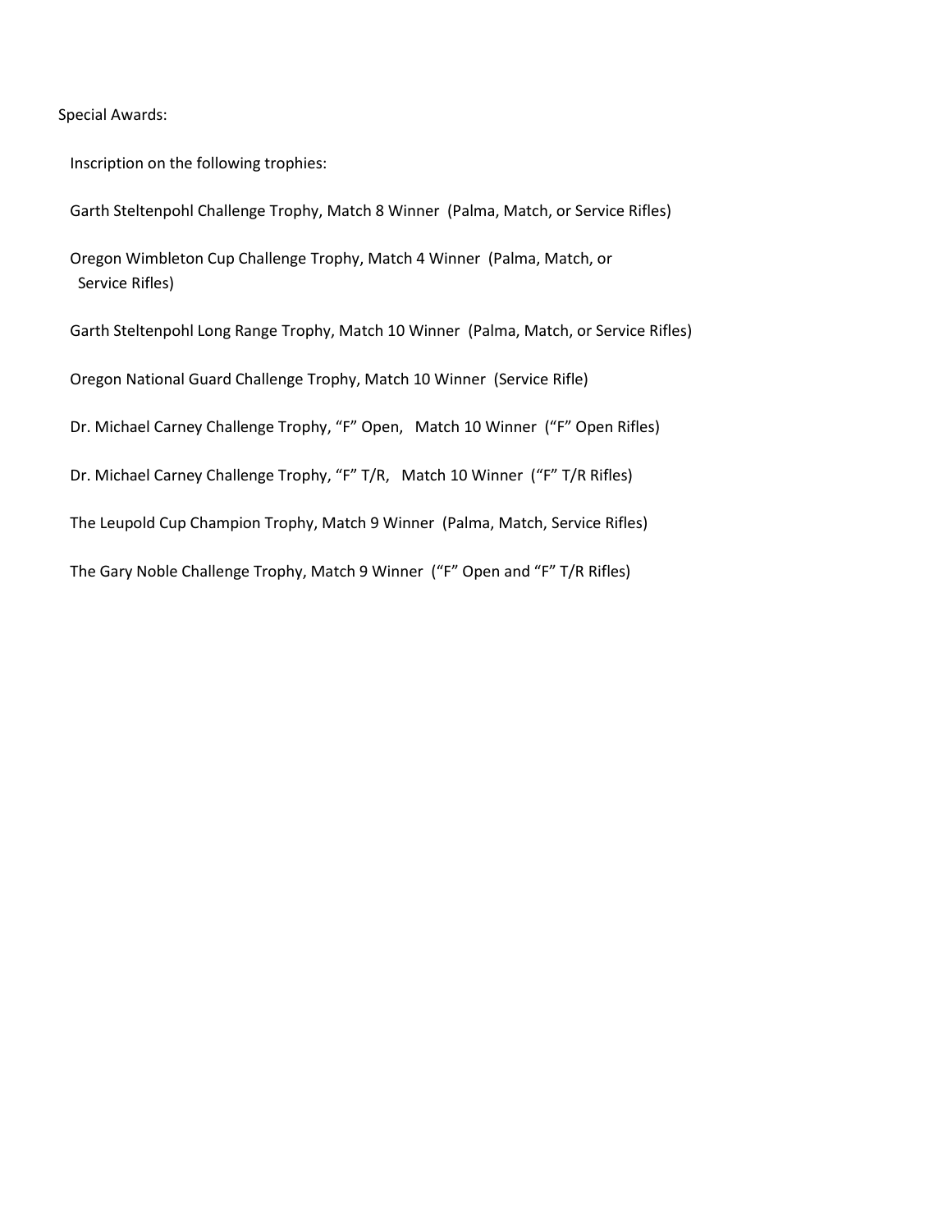Special Awards:

Inscription on the following trophies:

Garth Steltenpohl Challenge Trophy, Match 8 Winner (Palma, Match, or Service Rifles)

Oregon Wimbleton Cup Challenge Trophy, Match 4 Winner (Palma, Match, or Service Rifles)

Garth Steltenpohl Long Range Trophy, Match 10 Winner (Palma, Match, or Service Rifles)

Oregon National Guard Challenge Trophy, Match 10 Winner (Service Rifle)

Dr. Michael Carney Challenge Trophy, "F" Open, Match 10 Winner ("F" Open Rifles)

Dr. Michael Carney Challenge Trophy, "F" T/R, Match 10 Winner ("F" T/R Rifles)

The Leupold Cup Champion Trophy, Match 9 Winner (Palma, Match, Service Rifles)

The Gary Noble Challenge Trophy, Match 9 Winner ("F" Open and "F" T/R Rifles)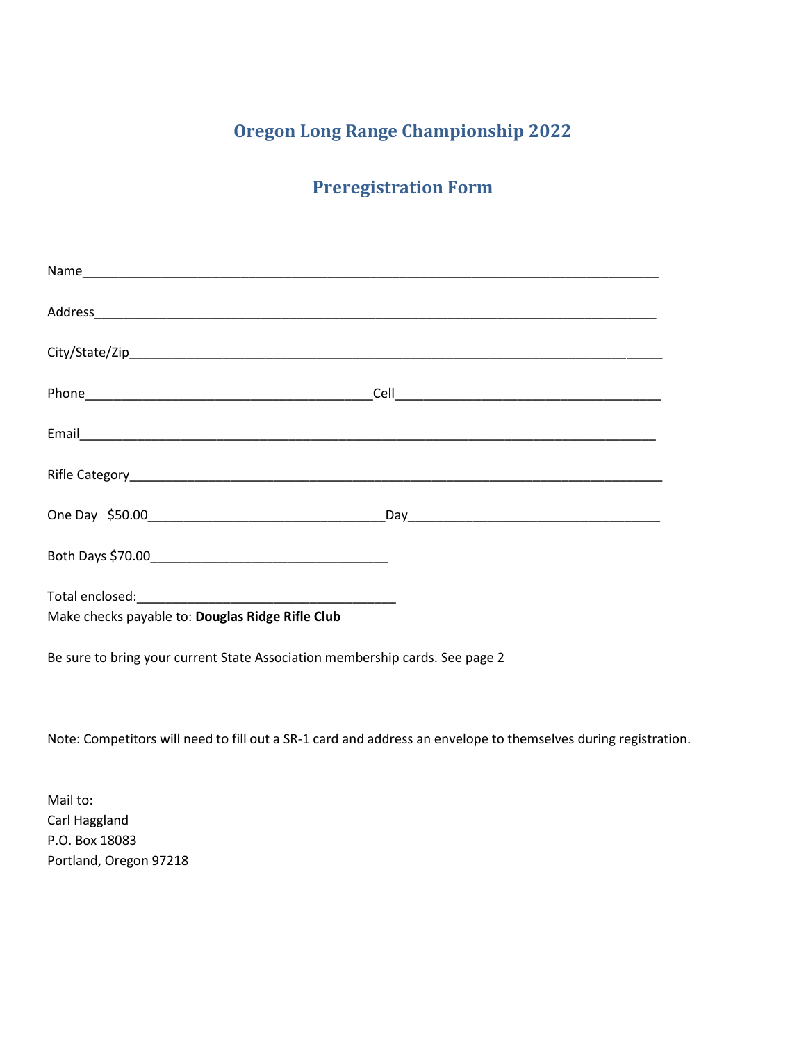## Oregon Long Range Championship 2022

## Preregistration Form

Name_______________________________________________________________________________

Address_____________________________________________________________________________

City/State/Zip_______________________________________________________________________

Phone__________________________________________Cell_____________________________________

Email_______________________________________________________________________________

Rifle Category_______________________________________________________________________

One Day $50.00________________________________Day__________________________________

Both Days $70.00________________________________

Total enclosed:___________________________________

Make checks payable to: **Douglas Ridge Rifle Club**

Be sure to bring your current State Association membership cards. See page 2

Note: Competitors will need to fill out a SR-1 card and address an envelope to themselves during registration.

Mail to:
Carl Haggland
P.O. Box 18083
Portland, Oregon 97218